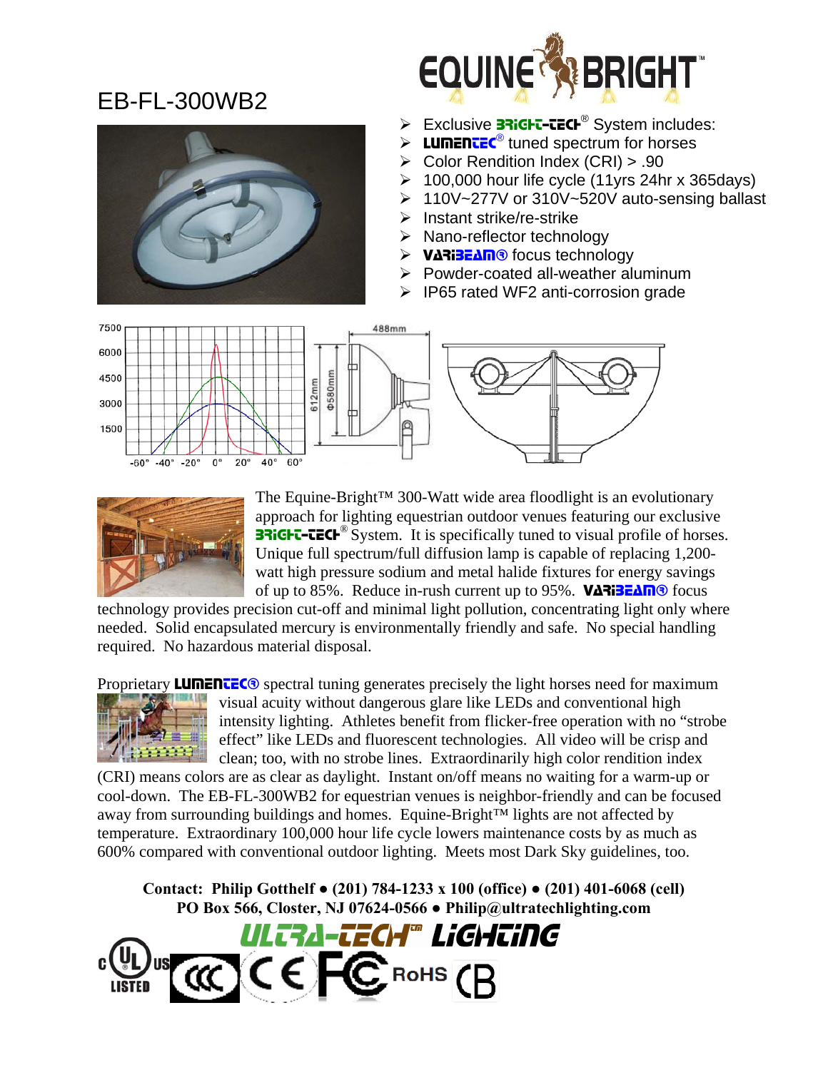# EB-FL-300WB2

EQUINE BRIGHT™

- Exclusive BRIGHT-TECH® System includes:
- LUMENTEC® tuned spectrum for horses
- Color Rendition Index (CRI) > .90
- 100,000 hour life cycle (11yrs 24hr x 365days)
- 110V~277V or 310V~520V auto-sensing ballast
- Instant strike/re-strike
- Nano-reflector technology
- VARIBEAM® focus technology
- Powder-coated all-weather aluminum
- IP65 rated WF2 anti-corrosion grade

The Equine-Bright™ 300-Watt wide area floodlight is an evolutionary approach for lighting equestrian outdoor venues featuring our exclusive BRIGHT-TECH® System. It is specifically tuned to visual profile of horses. Unique full spectrum/full diffusion lamp is capable of replacing 1,200-watt high pressure sodium and metal halide fixtures for energy savings of up to 85%. Reduce in-rush current up to 95%. VARIBEAM® focus technology provides precision cut-off and minimal light pollution, concentrating light only where needed. Solid encapsulated mercury is environmentally friendly and safe. No special handling required. No hazardous material disposal.

Proprietary LUMENTEC® spectral tuning generates precisely the light horses need for maximum visual acuity without dangerous glare like LEDs and conventional high intensity lighting. Athletes benefit from flicker-free operation with no "strobe effect" like LEDs and fluorescent technologies. All video will be crisp and clean; too, with no strobe lines. Extraordinarily high color rendition index (CRI) means colors are as clear as daylight. Instant on/off means no waiting for a warm-up or cool-down. The EB-FL-300WB2 for equestrian venues is neighbor-friendly and can be focused away from surrounding buildings and homes. Equine-Bright™ lights are not affected by temperature. Extraordinary 100,000 hour life cycle lowers maintenance costs by as much as 600% compared with conventional outdoor lighting. Meets most Dark Sky guidelines, too.

**Contact: Philip Gotthelf • (201) 784-1233 x 100 (office) • (201) 401-6068 (cell)**
**PO Box 566, Closter, NJ 07624-0566 • Philip@ultratechlighting.com**

ULTRA-TECH™ LIGHTING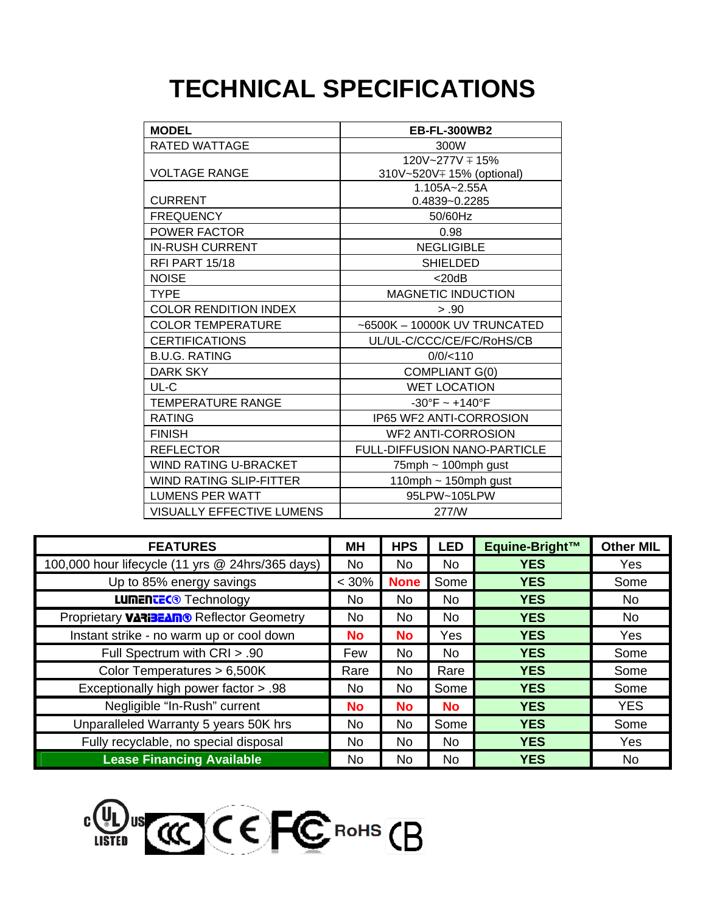# TECHNICAL SPECIFICATIONS

| MODEL | EB-FL-300WB2 |
|---|---|
| RATED WATTAGE | 300W |
| VOLTAGE RANGE | 120V~277V ∓ 15%<br>310V~520V∓ 15% (optional) |
| CURRENT | 1.105A~2.55A<br>0.4839~0.2285 |
| FREQUENCY | 50/60Hz |
| POWER FACTOR | 0.98 |
| IN-RUSH CURRENT | NEGLIGIBLE |
| RFI PART 15/18 | SHIELDED |
| NOISE | <20dB |
| TYPE | MAGNETIC INDUCTION |
| COLOR RENDITION INDEX | > .90 |
| COLOR TEMPERATURE | ~6500K – 10000K UV TRUNCATED |
| CERTIFICATIONS | UL/UL-C/CCC/CE/FC/RoHS/CB |
| B.U.G. RATING | 0/0/<110 |
| DARK SKY | COMPLIANT G(0) |
| UL-C | WET LOCATION |
| TEMPERATURE RANGE | -30°F ~ +140°F |
| RATING | IP65 WF2 ANTI-CORROSION |
| FINISH | WF2 ANTI-CORROSION |
| REFLECTOR | FULL-DIFFUSION NANO-PARTICLE |
| WIND RATING U-BRACKET | 75mph ~ 100mph gust |
| WIND RATING SLIP-FITTER | 110mph ~ 150mph gust |
| LUMENS PER WATT | 95LPW~105LPW |
| VISUALLY EFFECTIVE LUMENS | 277/W |

| FEATURES | MH | HPS | LED | Equine-Bright™ | Other MIL |
|---|---|---|---|---|---|
| 100,000 hour lifecycle (11 yrs @ 24hrs/365 days) | No | No | No | YES | Yes |
| Up to 85% energy savings | < 30% | None | Some | YES | Some |
| LUMENTEC® Technology | No | No | No | YES | No |
| Proprietary VARIBEAM® Reflector Geometry | No | No | No | YES | No |
| Instant strike - no warm up or cool down | No | No | Yes | YES | Yes |
| Full Spectrum with CRI > .90 | Few | No | No | YES | Some |
| Color Temperatures > 6,500K | Rare | No | Rare | YES | Some |
| Exceptionally high power factor > .98 | No | No | Some | YES | Some |
| Negligible "In-Rush" current | No | No | No | YES | YES |
| Unparalleled Warranty 5 years 50K hrs | No | No | Some | YES | Some |
| Fully recyclable, no special disposal | No | No | No | YES | Yes |
| **Lease Financing Available** | No | No | No | YES | No |

c UL US LISTED CCC CE FC RoHS CB